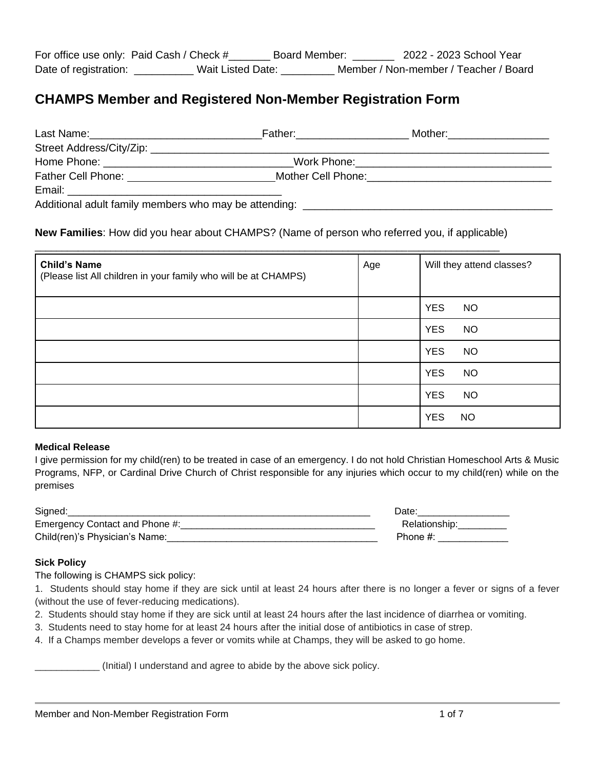For office use only: Paid Cash / Check #_______ Board Member: _______ 2022 - 2023 School Year
Date of registration: __________ Wait Listed Date: _________ Member / Non-member / Teacher / Board

# CHAMPS Member and Registered Non-Member Registration Form

Last Name:_____________________________Father:___________________ Mother:_________________
Street Address/City/Zip: ______________________________________________________________________
Home Phone: ________________________________Work Phone:__________________________________
Father Cell Phone: _________________________Mother Cell Phone:_______________________________
Email: ____________________________________
Additional adult family members who may be attending: ________________________________________

**New Families**: How did you hear about CHAMPS? (Name of person who referred you, if applicable)
_______________________________________________________________________________

| **Child's Name** (Please list All children in your family who will be at CHAMPS) | Age | Will they attend classes? |
|---|---|---|
| | | YES NO |
| | | YES NO |
| | | YES NO |
| | | YES NO |
| | | YES NO |
| | | YES NO |

**Medical Release**

I give permission for my child(ren) to be treated in case of an emergency. I do not hold Christian Homeschool Arts & Music Programs, NFP, or Cardinal Drive Church of Christ responsible for any injuries which occur to my child(ren) while on the premises

Signed:___________________________________________________________ Date:_________________
Emergency Contact and Phone #:____________________________________ Relationship:_________
Child(ren)'s Physician's Name:_______________________________________ Phone #: _____________

**Sick Policy**

The following is CHAMPS sick policy:

1. Students should stay home if they are sick until at least 24 hours after there is no longer a fever or signs of a fever (without the use of fever-reducing medications).
2. Students should stay home if they are sick until at least 24 hours after the last incidence of diarrhea or vomiting.
3. Students need to stay home for at least 24 hours after the initial dose of antibiotics in case of strep.
4. If a Champs member develops a fever or vomits while at Champs, they will be asked to go home.

____________ (Initial) I understand and agree to abide by the above sick policy.

Member and Non-Member Registration Form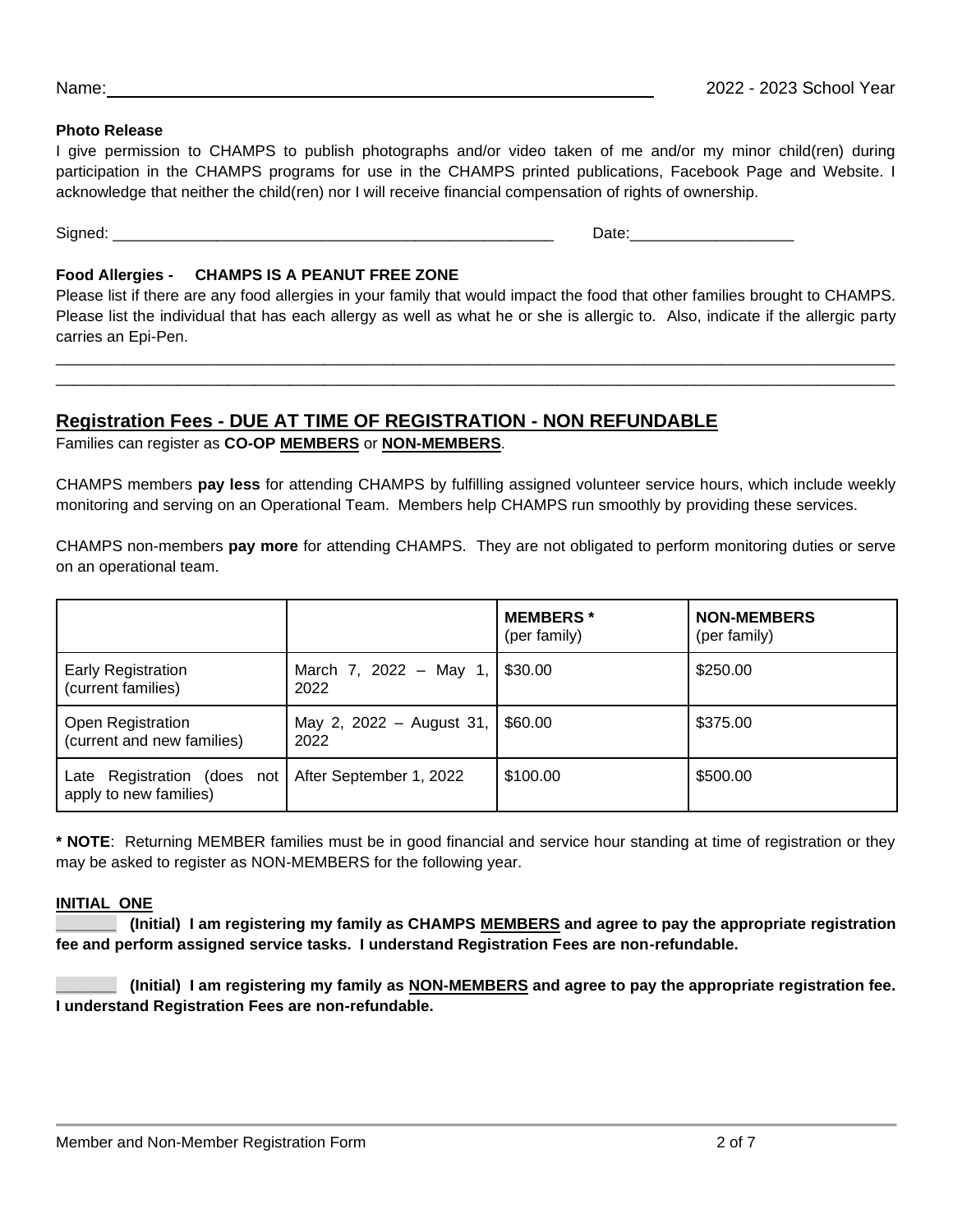Name: ______________________________________________ 2022 - 2023 School Year

**Photo Release**

I give permission to CHAMPS to publish photographs and/or video taken of me and/or my minor child(ren) during participation in the CHAMPS programs for use in the CHAMPS printed publications, Facebook Page and Website. I acknowledge that neither the child(ren) nor I will receive financial compensation of rights of ownership.

Signed: ____________________________________________________ Date:___________________

**Food Allergies - CHAMPS IS A PEANUT FREE ZONE**

Please list if there are any food allergies in your family that would impact the food that other families brought to CHAMPS. Please list the individual that has each allergy as well as what he or she is allergic to. Also, indicate if the allergic party carries an Epi-Pen.

_____________________________________________________________________________________________

_____________________________________________________________________________________________

## Registration Fees - DUE AT TIME OF REGISTRATION - NON REFUNDABLE

Families can register as **CO-OP MEMBERS** or **NON-MEMBERS**.

CHAMPS members **pay less** for attending CHAMPS by fulfilling assigned volunteer service hours, which include weekly monitoring and serving on an Operational Team. Members help CHAMPS run smoothly by providing these services.

CHAMPS non-members **pay more** for attending CHAMPS. They are not obligated to perform monitoring duties or serve on an operational team.

| | | **MEMBERS *** (per family) | **NON-MEMBERS** (per family) |
|---|---|---|---|
| Early Registration (current families) | March 7, 2022 – May 1, 2022 | $30.00 | $250.00 |
| Open Registration (current and new families) | May 2, 2022 – August 31, 2022 | $60.00 | $375.00 |
| Late Registration (does not apply to new families) | After September 1, 2022 | $100.00 | $500.00 |

*** NOTE**: Returning MEMBER families must be in good financial and service hour standing at time of registration or they may be asked to register as NON-MEMBERS for the following year.

**INITIAL ONE**

_______ **(Initial) I am registering my family as CHAMPS MEMBERS and agree to pay the appropriate registration fee and perform assigned service tasks. I understand Registration Fees are non-refundable.**

_______ **(Initial) I am registering my family as NON-MEMBERS and agree to pay the appropriate registration fee. I understand Registration Fees are non-refundable.**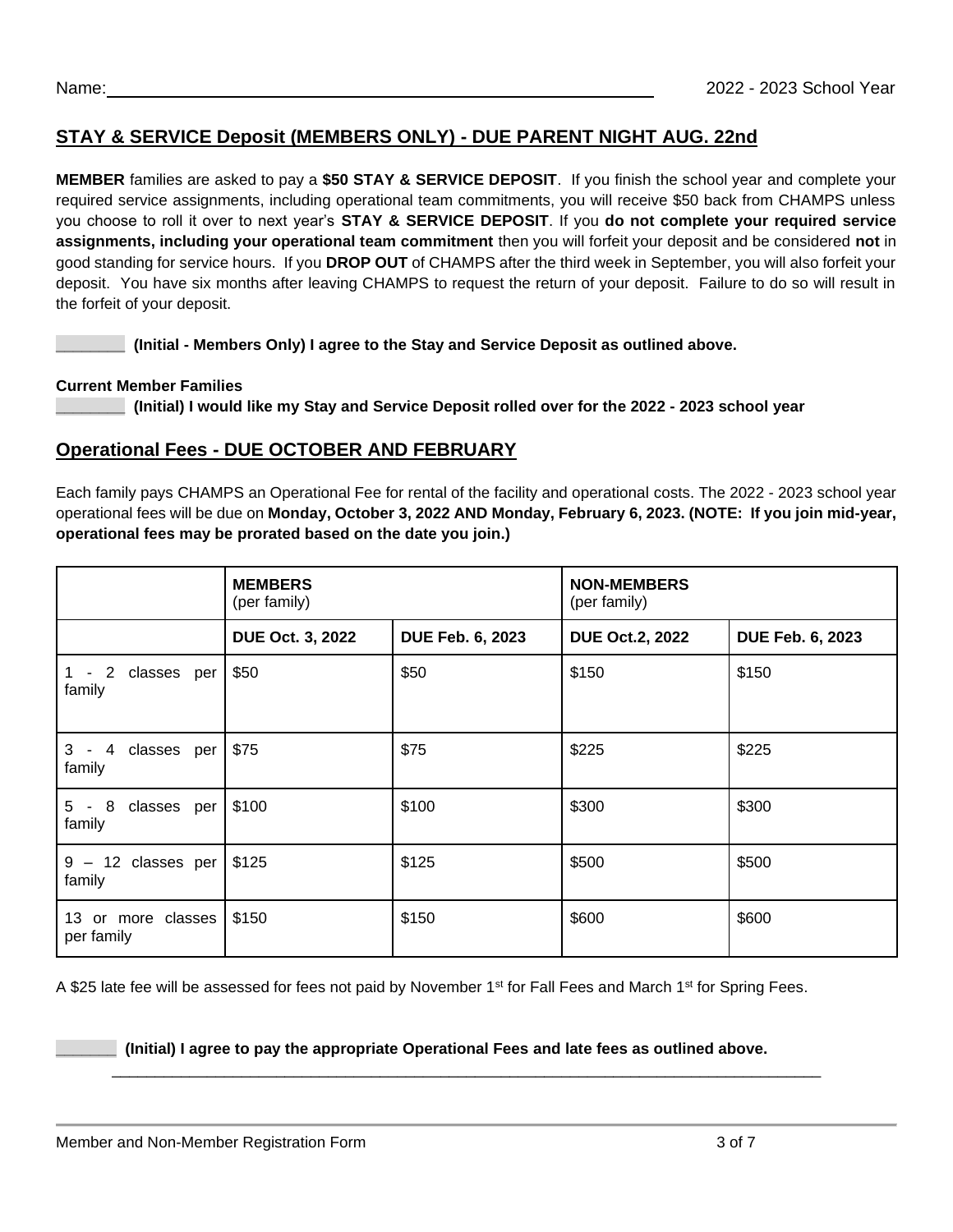Name: ______________________________________________ 2022 - 2023 School Year

## STAY & SERVICE Deposit (MEMBERS ONLY) - DUE PARENT NIGHT AUG. 22nd

**MEMBER** families are asked to pay a **$50 STAY & SERVICE DEPOSIT**. If you finish the school year and complete your required service assignments, including operational team commitments, you will receive $50 back from CHAMPS unless you choose to roll it over to next year's **STAY & SERVICE DEPOSIT**. If you **do not complete your required service assignments, including your operational team commitment** then you will forfeit your deposit and be considered **not** in good standing for service hours. If you **DROP OUT** of CHAMPS after the third week in September, you will also forfeit your deposit. You have six months after leaving CHAMPS to request the return of your deposit. Failure to do so will result in the forfeit of your deposit.

________ **(Initial - Members Only) I agree to the Stay and Service Deposit as outlined above.**

**Current Member Families**

________ **(Initial) I would like my Stay and Service Deposit rolled over for the 2022 - 2023 school year**

## Operational Fees - DUE OCTOBER AND FEBRUARY

Each family pays CHAMPS an Operational Fee for rental of the facility and operational costs. The 2022 - 2023 school year operational fees will be due on **Monday, October 3, 2022 AND Monday, February 6, 2023. (NOTE: If you join mid-year, operational fees may be prorated based on the date you join.)**

| | **MEMBERS** (per family) | | **NON-MEMBERS** (per family) | |
|---|---|---|---|---|
| | **DUE Oct. 3, 2022** | **DUE Feb. 6, 2023** | **DUE Oct.2, 2022** | **DUE Feb. 6, 2023** |
| 1 - 2 classes per family | $50 | $50 | $150 | $150 |
| 3 - 4 classes per family | $75 | $75 | $225 | $225 |
| 5 - 8 classes per family | $100 | $100 | $300 | $300 |
| 9 – 12 classes per family | $125 | $125 | $500 | $500 |
| 13 or more classes per family | $150 | $150 | $600 | $600 |

A $25 late fee will be assessed for fees not paid by November 1st for Fall Fees and March 1st for Spring Fees.

_______ **(Initial) I agree to pay the appropriate Operational Fees and late fees as outlined above.**

Member and Non-Member Registration Form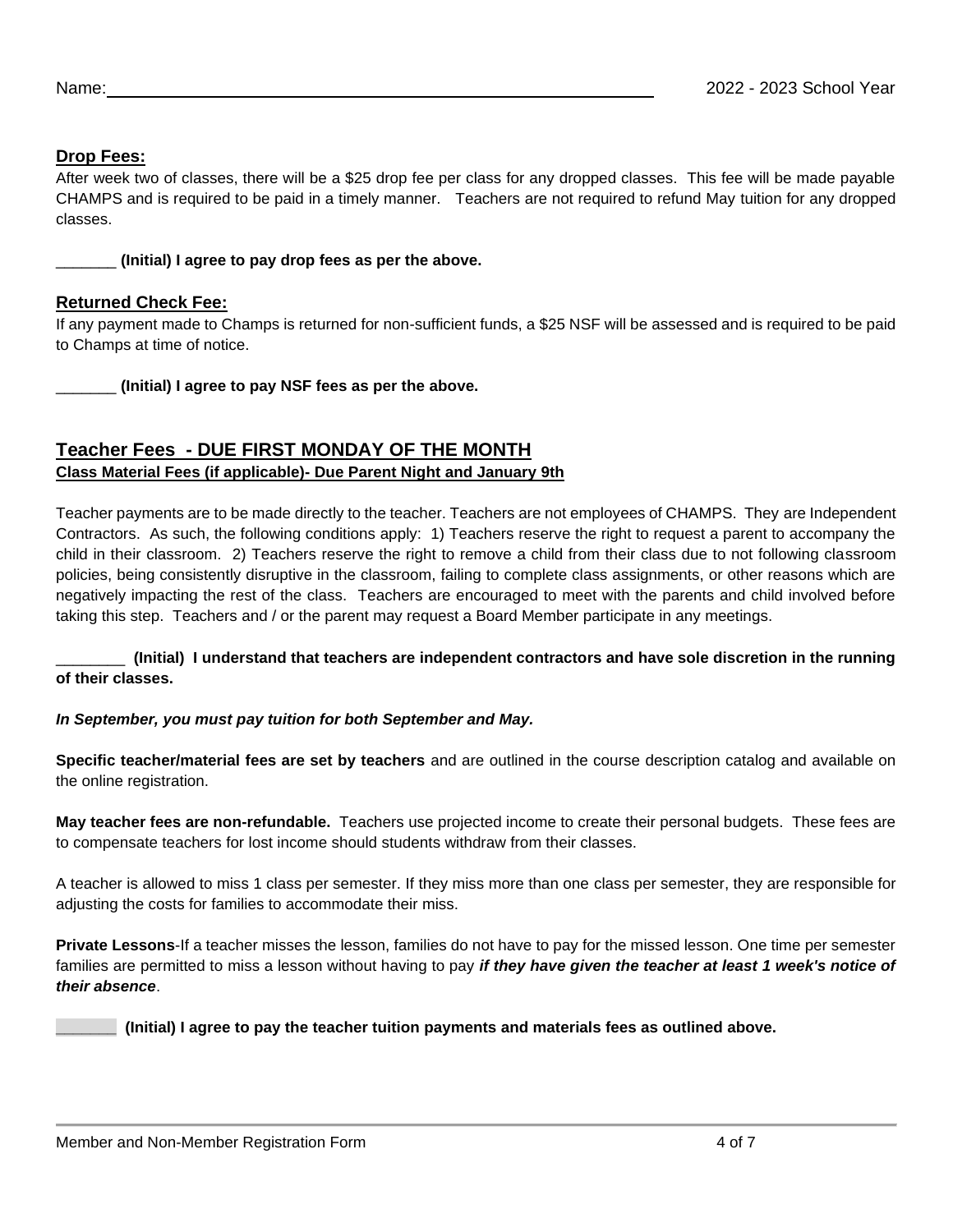Name: ______________________________________________ 2022 - 2023 School Year

## Drop Fees:

After week two of classes, there will be a $25 drop fee per class for any dropped classes. This fee will be made payable CHAMPS and is required to be paid in a timely manner. Teachers are not required to refund May tuition for any dropped classes.

_______ **(Initial) I agree to pay drop fees as per the above.**

## Returned Check Fee:

If any payment made to Champs is returned for non-sufficient funds, a $25 NSF will be assessed and is required to be paid to Champs at time of notice.

_______ **(Initial) I agree to pay NSF fees as per the above.**

## Teacher Fees - DUE FIRST MONDAY OF THE MONTH

**Class Material Fees (if applicable)- Due Parent Night and January 9th**

Teacher payments are to be made directly to the teacher. Teachers are not employees of CHAMPS. They are Independent Contractors. As such, the following conditions apply: 1) Teachers reserve the right to request a parent to accompany the child in their classroom. 2) Teachers reserve the right to remove a child from their class due to not following classroom policies, being consistently disruptive in the classroom, failing to complete class assignments, or other reasons which are negatively impacting the rest of the class. Teachers are encouraged to meet with the parents and child involved before taking this step. Teachers and / or the parent may request a Board Member participate in any meetings.

________ **(Initial) I understand that teachers are independent contractors and have sole discretion in the running of their classes.**

***In September, you must pay tuition for both September and May.***

**Specific teacher/material fees are set by teachers** and are outlined in the course description catalog and available on the online registration.

**May teacher fees are non-refundable.** Teachers use projected income to create their personal budgets. These fees are to compensate teachers for lost income should students withdraw from their classes.

A teacher is allowed to miss 1 class per semester. If they miss more than one class per semester, they are responsible for adjusting the costs for families to accommodate their miss.

**Private Lessons**-If a teacher misses the lesson, families do not have to pay for the missed lesson. One time per semester families are permitted to miss a lesson without having to pay ***if they have given the teacher at least 1 week's notice of their absence***.

_______ **(Initial) I agree to pay the teacher tuition payments and materials fees as outlined above.**

Member and Non-Member Registration Form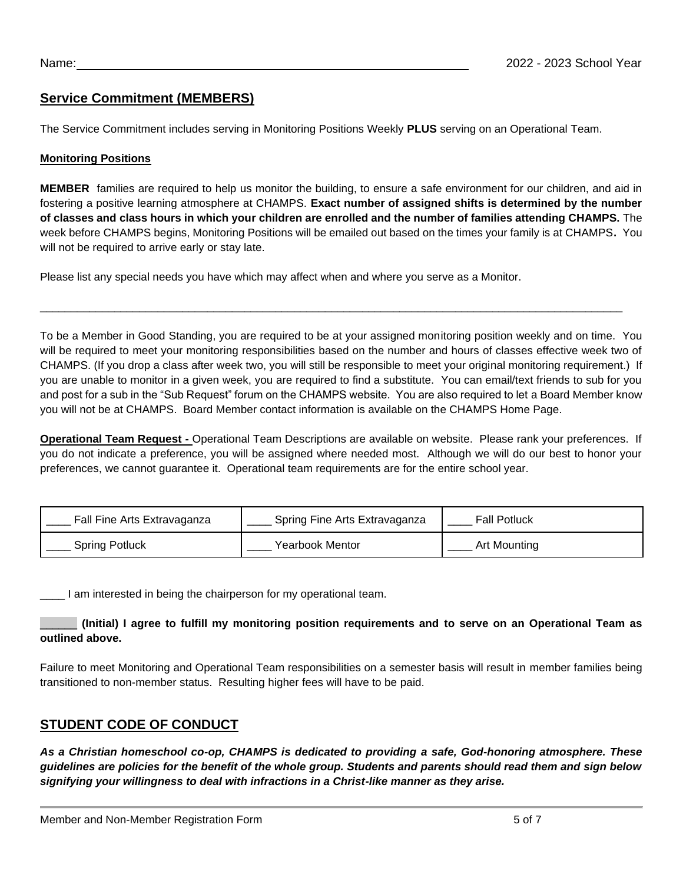Name: ____________________________________________ 2022 - 2023 School Year

## Service Commitment (MEMBERS)

The Service Commitment includes serving in Monitoring Positions Weekly **PLUS** serving on an Operational Team.

### Monitoring Positions

**MEMBER** families are required to help us monitor the building, to ensure a safe environment for our children, and aid in fostering a positive learning atmosphere at CHAMPS. **Exact number of assigned shifts is determined by the number of classes and class hours in which your children are enrolled and the number of families attending CHAMPS.** The week before CHAMPS begins, Monitoring Positions will be emailed out based on the times your family is at CHAMPS**.** You will not be required to arrive early or stay late.

Please list any special needs you have which may affect when and where you serve as a Monitor.

_____________________________________________________________________________________________

To be a Member in Good Standing, you are required to be at your assigned monitoring position weekly and on time. You will be required to meet your monitoring responsibilities based on the number and hours of classes effective week two of CHAMPS. (If you drop a class after week two, you will still be responsible to meet your original monitoring requirement.) If you are unable to monitor in a given week, you are required to find a substitute. You can email/text friends to sub for you and post for a sub in the "Sub Request" forum on the CHAMPS website. You are also required to let a Board Member know you will not be at CHAMPS. Board Member contact information is available on the CHAMPS Home Page.

**Operational Team Request -** Operational Team Descriptions are available on website. Please rank your preferences. If you do not indicate a preference, you will be assigned where needed most. Although we will do our best to honor your preferences, we cannot guarantee it. Operational team requirements are for the entire school year.

| | | |
|---|---|---|
| ____ Fall Fine Arts Extravaganza | ____ Spring Fine Arts Extravaganza | ____ Fall Potluck |
| ____ Spring Potluck | ____ Yearbook Mentor | ____ Art Mounting |

____ I am interested in being the chairperson for my operational team.

**______ (Initial) I agree to fulfill my monitoring position requirements and to serve on an Operational Team as outlined above.**

Failure to meet Monitoring and Operational Team responsibilities on a semester basis will result in member families being transitioned to non-member status. Resulting higher fees will have to be paid.

## STUDENT CODE OF CONDUCT

***As a Christian homeschool co-op, CHAMPS is dedicated to providing a safe, God-honoring atmosphere. These guidelines are policies for the benefit of the whole group. Students and parents should read them and sign below signifying your willingness to deal with infractions in a Christ-like manner as they arise.***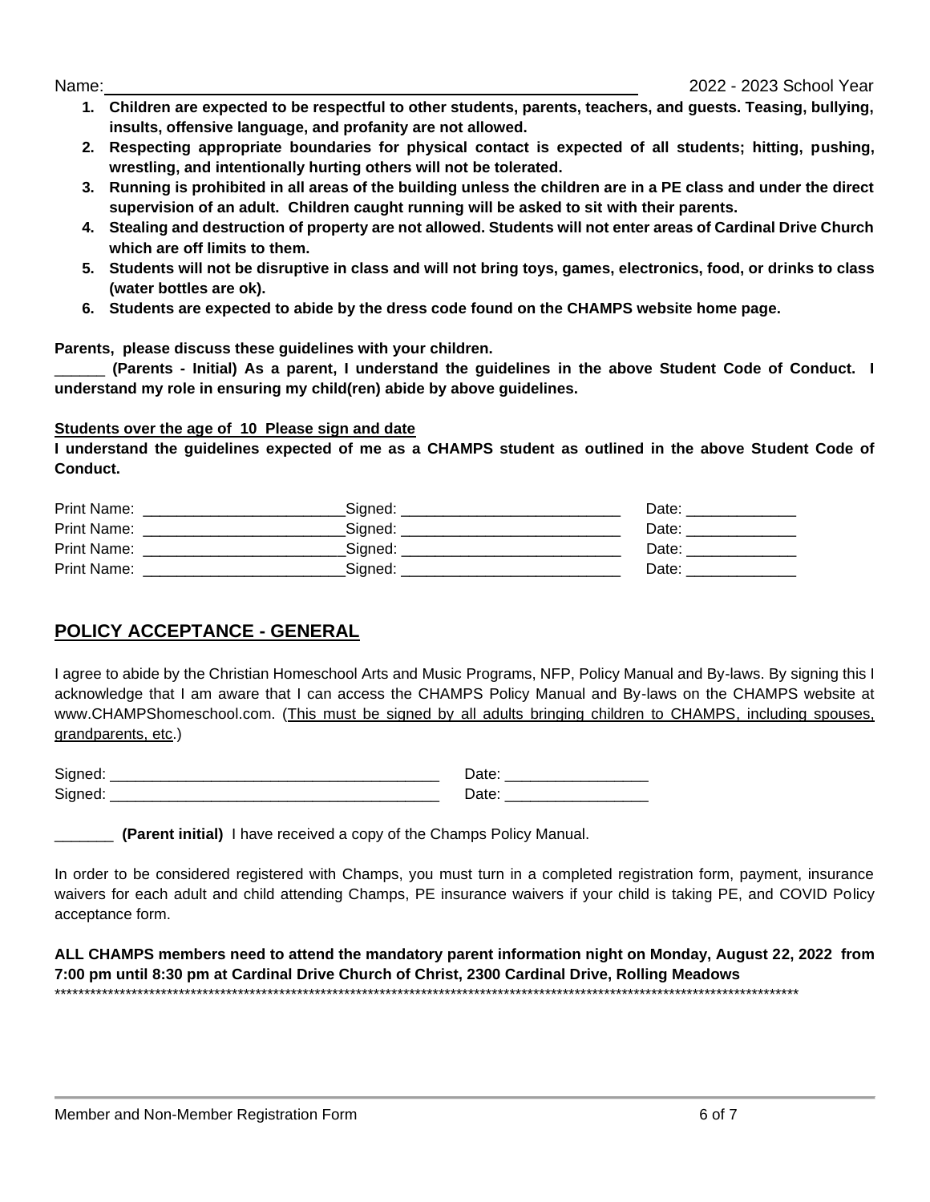Name: ______________________________________________ 2022 - 2023 School Year

1. **Children are expected to be respectful to other students, parents, teachers, and guests. Teasing, bullying, insults, offensive language, and profanity are not allowed.**
2. **Respecting appropriate boundaries for physical contact is expected of all students; hitting, pushing, wrestling, and intentionally hurting others will not be tolerated.**
3. **Running is prohibited in all areas of the building unless the children are in a PE class and under the direct supervision of an adult. Children caught running will be asked to sit with their parents.**
4. **Stealing and destruction of property are not allowed. Students will not enter areas of Cardinal Drive Church which are off limits to them.**
5. **Students will not be disruptive in class and will not bring toys, games, electronics, food, or drinks to class (water bottles are ok).**
6. **Students are expected to abide by the dress code found on the CHAMPS website home page.**

**Parents, please discuss these guidelines with your children.**

**______ (Parents - Initial) As a parent, I understand the guidelines in the above Student Code of Conduct. I understand my role in ensuring my child(ren) abide by above guidelines.**

**<u>Students over the age of 10 Please sign and date</u>**

**I understand the guidelines expected of me as a CHAMPS student as outlined in the above Student Code of Conduct.**

Print Name: ________________________ Signed: ___________________________ Date: _____________

Print Name: ________________________ Signed: ___________________________ Date: _____________

Print Name: ________________________ Signed: ___________________________ Date: _____________

Print Name: ________________________ Signed: ___________________________ Date: _____________

## <u>POLICY ACCEPTANCE - GENERAL</u>

I agree to abide by the Christian Homeschool Arts and Music Programs, NFP, Policy Manual and By-laws. By signing this I acknowledge that I am aware that I can access the CHAMPS Policy Manual and By-laws on the CHAMPS website at www.CHAMPShomeschool.com. (<u>This must be signed by all adults bringing children to CHAMPS, including spouses, grandparents, etc</u>.)

Signed: ________________________________________ Date: _________________

Signed: ________________________________________ Date: _________________

_______ **(Parent initial)** I have received a copy of the Champs Policy Manual.

In order to be considered registered with Champs, you must turn in a completed registration form, payment, insurance waivers for each adult and child attending Champs, PE insurance waivers if your child is taking PE, and COVID Policy acceptance form.

**ALL CHAMPS members need to attend the mandatory parent information night on Monday, August 22, 2022 from 7:00 pm until 8:30 pm at Cardinal Drive Church of Christ, 2300 Cardinal Drive, Rolling Meadows**

*************************************************************************************************************************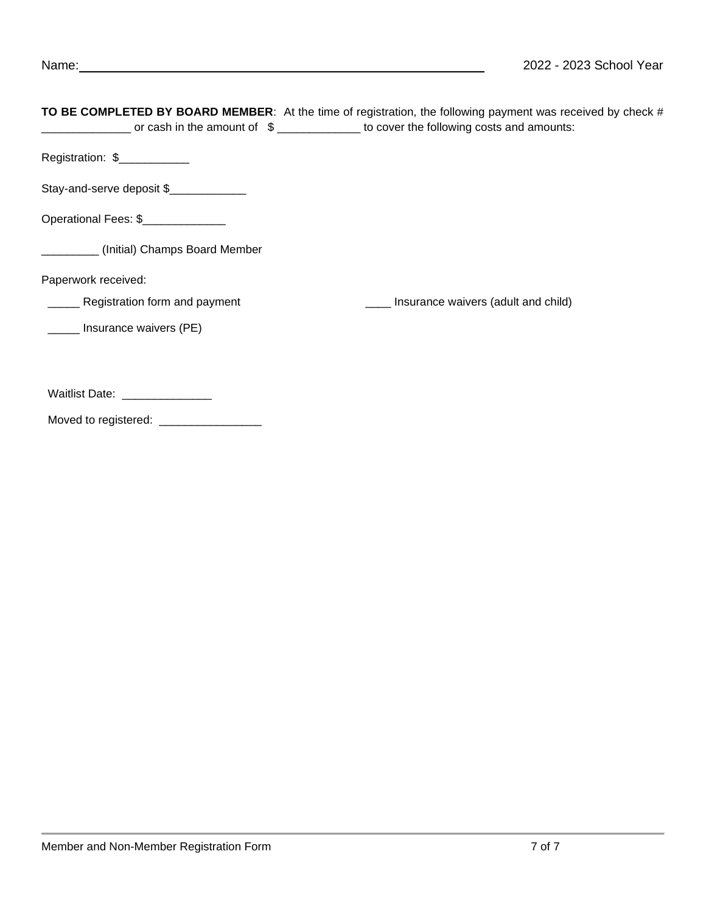Name: ______________________________________________ 2022 - 2023 School Year

**TO BE COMPLETED BY BOARD MEMBER**: At the time of registration, the following payment was received by check # ______________ or cash in the amount of $ _____________ to cover the following costs and amounts:

Registration: $___________

Stay-and-serve deposit $____________

Operational Fees: $_____________

_________ (Initial) Champs Board Member

Paperwork received:

_____ Registration form and payment

____ Insurance waivers (adult and child)

_____ Insurance waivers (PE)

Waitlist Date: ______________

Moved to registered: ________________